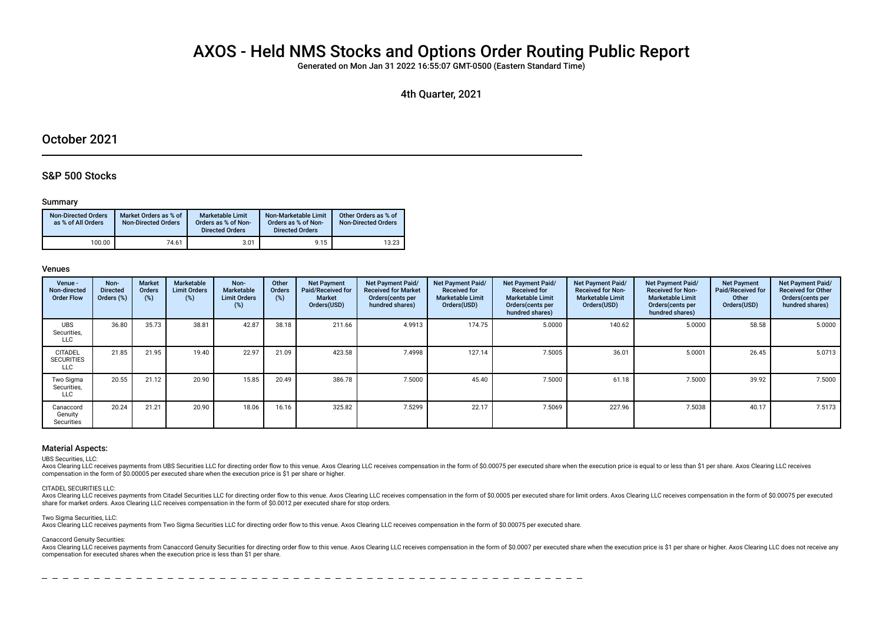# AXOS - Held NMS Stocks and Options Order Routing Public Report

Generated on Mon Jan 31 2022 16:55:07 GMT-0500 (Eastern Standard Time)

4th Quarter, 2021

## October 2021

### S&P 500 Stocks

#### Summary

| Non-Directed Orders as % of All Orders | Market Orders as % of Non-Directed Orders | Marketable Limit Orders as % of Non-Directed Orders | Non-Marketable Limit Orders as % of Non-Directed Orders | Other Orders as % of Non-Directed Orders |
|---|---|---|---|---|
| 100.00 | 74.61 | 3.01 | 9.15 | 13.23 |

#### Venues

| Venue - Non-directed Order Flow | Non-Directed Orders (%) | Market Orders (%) | Marketable Limit Orders (%) | Non-Marketable Limit Orders (%) | Other Orders (%) | Net Payment Paid/Received for Market Orders(USD) | Net Payment Paid/Received for Market Orders(cents per hundred shares) | Net Payment Paid/Received for Marketable Limit Orders(USD) | Net Payment Paid/Received for Marketable Limit Orders(cents per hundred shares) | Net Payment Paid/Received for Non-Marketable Limit Orders(USD) | Net Payment Paid/Received for Non-Marketable Limit Orders(cents per hundred shares) | Net Payment Paid/Received for Other Orders(USD) | Net Payment Paid/Received for Other Orders(cents per hundred shares) |
|---|---|---|---|---|---|---|---|---|---|---|---|---|---|
| UBS Securities, LLC | 36.80 | 35.73 | 38.81 | 42.87 | 38.18 | 211.66 | 4.9913 | 174.75 | 5.0000 | 140.62 | 5.0000 | 58.58 | 5.0000 |
| CITADEL SECURITIES LLC | 21.85 | 21.95 | 19.40 | 22.97 | 21.09 | 423.58 | 7.4998 | 127.14 | 7.5005 | 36.01 | 5.0001 | 26.45 | 5.0713 |
| Two Sigma Securities, LLC | 20.55 | 21.12 | 20.90 | 15.85 | 20.49 | 386.78 | 7.5000 | 45.40 | 7.5000 | 61.18 | 7.5000 | 39.92 | 7.5000 |
| Canaccord Genuity Securities | 20.24 | 21.21 | 20.90 | 18.06 | 16.16 | 325.82 | 7.5299 | 22.17 | 7.5069 | 227.96 | 7.5038 | 40.17 | 7.5173 |

#### Material Aspects:

UBS Securities, LLC:

Axos Clearing LLC receives payments from UBS Securities LLC for directing order flow to this venue. Axos Clearing LLC receives compensation in the form of $0.00075 per executed share when the execution price is equal to or less than $1 per share. Axos Clearing LLC receives compensation in the form of $0.00005 per executed share when the execution price is $1 per share or higher.

CITADEL SECURITIES LLC:

Axos Clearing LLC receives payments from Citadel Securities LLC for directing order flow to this venue. Axos Clearing LLC receives compensation in the form of $0.0005 per executed share for limit orders. Axos Clearing LLC receives compensation in the form of $0.00075 per executed share for market orders. Axos Clearing LLC receives compensation in the form of $0.0012 per executed share for stop orders.

Two Sigma Securities, LLC:

Axos Clearing LLC receives payments from Two Sigma Securities LLC for directing order flow to this venue. Axos Clearing LLC receives compensation in the form of $0.00075 per executed share.

Canaccord Genuity Securities:

Axos Clearing LLC receives payments from Canaccord Genuity Securities for directing order flow to this venue. Axos Clearing LLC receives compensation in the form of $0.0007 per executed share when the execution price is $1 per share or higher. Axos Clearing LLC does not receive any compensation for executed shares when the execution price is less than $1 per share.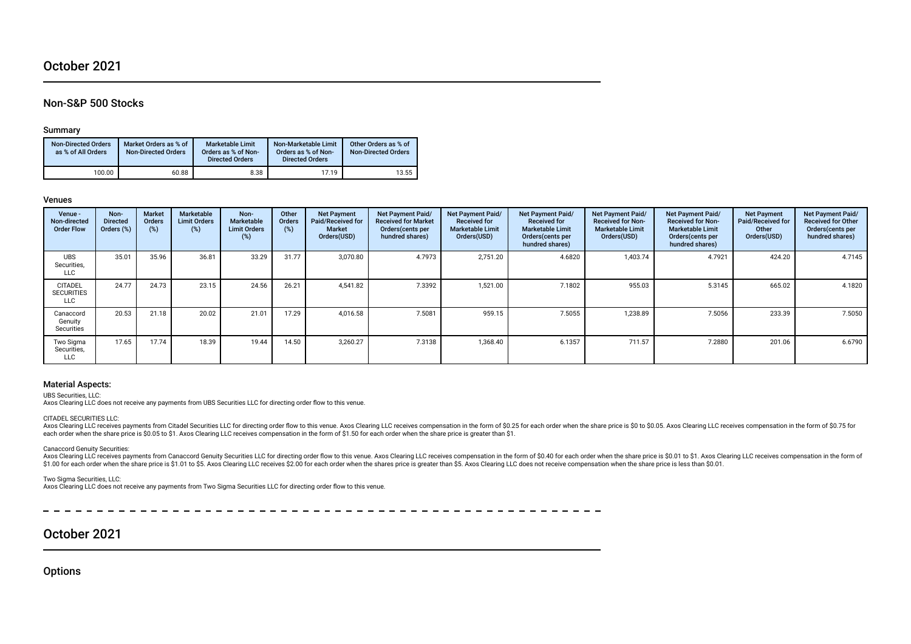# October 2021

## Non-S&P 500 Stocks

### Summary

| Non-Directed Orders as % of All Orders | Market Orders as % of Non-Directed Orders | Marketable Limit Orders as % of Non-Directed Orders | Non-Marketable Limit Orders as % of Non-Directed Orders | Other Orders as % of Non-Directed Orders |
|---|---|---|---|---|
| 100.00 | 60.88 | 8.38 | 17.19 | 13.55 |

### Venues

| Venue - Non-directed Order Flow | Non-Directed Orders (%) | Market Orders (%) | Marketable Limit Orders (%) | Non-Marketable Limit Orders (%) | Other Orders (%) | Net Payment Paid/Received for Market Orders(USD) | Net Payment Paid/Received for Market Orders(cents per hundred shares) | Net Payment Paid/Received for Marketable Limit Orders(USD) | Net Payment Paid/Received for Marketable Limit Orders(cents per hundred shares) | Net Payment Paid/Received for Non-Marketable Limit Orders(USD) | Net Payment Paid/Received for Non-Marketable Limit Orders(cents per hundred shares) | Net Payment Paid/Received for Other Orders(USD) | Net Payment Paid/Received for Other Orders(cents per hundred shares) |
|---|---|---|---|---|---|---|---|---|---|---|---|---|---|
| UBS Securities, LLC | 35.01 | 35.96 | 36.81 | 33.29 | 31.77 | 3,070.80 | 4.7973 | 2,751.20 | 4.6820 | 1,403.74 | 4.7921 | 424.20 | 4.7145 |
| CITADEL SECURITIES LLC | 24.77 | 24.73 | 23.15 | 24.56 | 26.21 | 4,541.82 | 7.3392 | 1,521.00 | 7.1802 | 955.03 | 5.3145 | 665.02 | 4.1820 |
| Canaccord Genuity Securities | 20.53 | 21.18 | 20.02 | 21.01 | 17.29 | 4,016.58 | 7.5081 | 959.15 | 7.5055 | 1,238.89 | 7.5056 | 233.39 | 7.5050 |
| Two Sigma Securities, LLC | 17.65 | 17.74 | 18.39 | 19.44 | 14.50 | 3,260.27 | 7.3138 | 1,368.40 | 6.1357 | 711.57 | 7.2880 | 201.06 | 6.6790 |

### Material Aspects:

UBS Securities, LLC:
Axos Clearing LLC does not receive any payments from UBS Securities LLC for directing order flow to this venue.

CITADEL SECURITIES LLC:
Axos Clearing LLC receives payments from Citadel Securities LLC for directing order flow to this venue. Axos Clearing LLC receives compensation in the form of $0.25 for each order when the share price is $0 to $0.05. Axos Clearing LLC receives compensation in the form of $0.75 for each order when the share price is $0.05 to $1. Axos Clearing LLC receives compensation in the form of $1.50 for each order when the share price is greater than $1.

Canaccord Genuity Securities:
Axos Clearing LLC receives payments from Canaccord Genuity Securities LLC for directing order flow to this venue. Axos Clearing LLC receives compensation in the form of $0.40 for each order when the share price is $0.01 to $1. Axos Clearing LLC receives compensation in the form of $1.00 for each order when the share price is $1.01 to $5. Axos Clearing LLC receives $2.00 for each order when the shares price is greater than $5. Axos Clearing LLC does not receive compensation when the share price is less than $0.01.

Two Sigma Securities, LLC:
Axos Clearing LLC does not receive any payments from Two Sigma Securities LLC for directing order flow to this venue.

# October 2021

## Options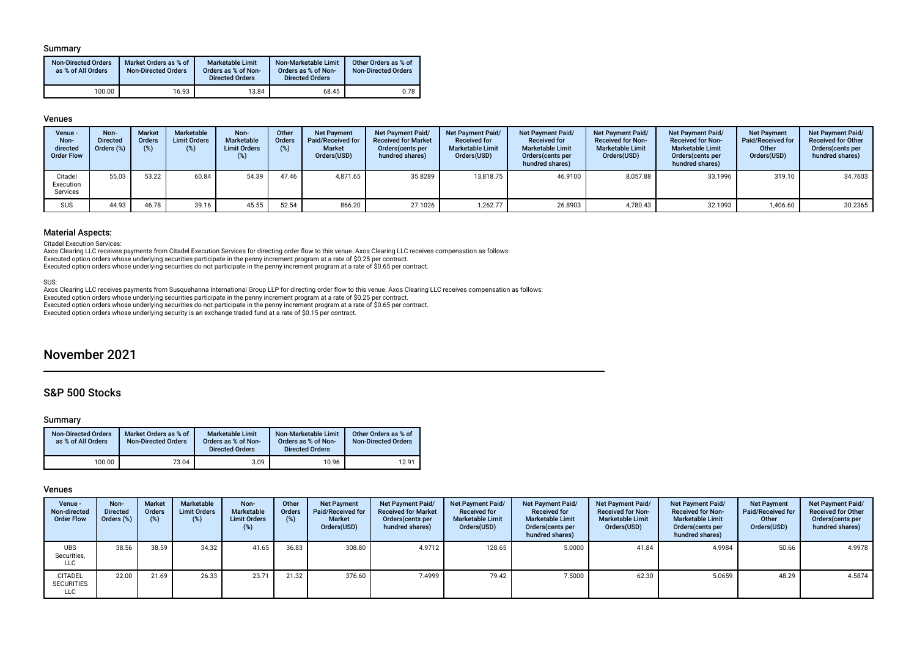### Summary

| Non-Directed Orders as % of All Orders | Market Orders as % of Non-Directed Orders | Marketable Limit Orders as % of Non-Directed Orders | Non-Marketable Limit Orders as % of Non-Directed Orders | Other Orders as % of Non-Directed Orders |
|---|---|---|---|---|
| 100.00 | 16.93 | 13.84 | 68.45 | 0.78 |

### Venues

| Venue - Non-directed Order Flow | Non-Directed Orders (%) | Market Orders (%) | Marketable Limit Orders (%) | Non-Marketable Limit Orders (%) | Other Orders (%) | Net Payment Paid/Received for Market Orders(USD) | Net Payment Paid/ Received for Market Orders(cents per hundred shares) | Net Payment Paid/ Received for Marketable Limit Orders(USD) | Net Payment Paid/ Received for Marketable Limit Orders(cents per hundred shares) | Net Payment Paid/ Received for Non-Marketable Limit Orders(USD) | Net Payment Paid/ Received for Non-Marketable Limit Orders(cents per hundred shares) | Net Payment Paid/Received for Other Orders(USD) | Net Payment Paid/ Received for Other Orders(cents per hundred shares) |
|---|---|---|---|---|---|---|---|---|---|---|---|---|---|
| Citadel Execution Services | 55.03 | 53.22 | 60.84 | 54.39 | 47.46 | 4,871.65 | 35.8289 | 13,818.75 | 46.9100 | 8,057.88 | 33.1996 | 319.10 | 34.7603 |
| SUS | 44.93 | 46.78 | 39.16 | 45.55 | 52.54 | 866.20 | 27.1026 | 1,262.77 | 26.8903 | 4,780.43 | 32.1093 | 1,406.60 | 30.2365 |

### Material Aspects:

Citadel Execution Services:
Axos Clearing LLC receives payments from Citadel Execution Services for directing order flow to this venue. Axos Clearing LLC receives compensation as follows:
Executed option orders whose underlying securities participate in the penny increment program at a rate of $0.25 per contract.
Executed option orders whose underlying securities do not participate in the penny increment program at a rate of $0.65 per contract.

SUS:
Axos Clearing LLC receives payments from Susquehanna International Group LLP for directing order flow to this venue. Axos Clearing LLC receives compensation as follows:
Executed option orders whose underlying securities participate in the penny increment program at a rate of $0.25 per contract.
Executed option orders whose underlying securities do not participate in the penny increment program at a rate of $0.65 per contract.
Executed option orders whose underlying security is an exchange traded fund at a rate of $0.15 per contract.

# November 2021

## S&P 500 Stocks

### Summary

| Non-Directed Orders as % of All Orders | Market Orders as % of Non-Directed Orders | Marketable Limit Orders as % of Non-Directed Orders | Non-Marketable Limit Orders as % of Non-Directed Orders | Other Orders as % of Non-Directed Orders |
|---|---|---|---|---|
| 100.00 | 73.04 | 3.09 | 10.96 | 12.91 |

### Venues

| Venue - Non-directed Order Flow | Non-Directed Orders (%) | Market Orders (%) | Marketable Limit Orders (%) | Non-Marketable Limit Orders (%) | Other Orders (%) | Net Payment Paid/Received for Market Orders(USD) | Net Payment Paid/ Received for Market Orders(cents per hundred shares) | Net Payment Paid/ Received for Marketable Limit Orders(USD) | Net Payment Paid/ Received for Marketable Limit Orders(cents per hundred shares) | Net Payment Paid/ Received for Non-Marketable Limit Orders(USD) | Net Payment Paid/ Received for Non-Marketable Limit Orders(cents per hundred shares) | Net Payment Paid/Received for Other Orders(USD) | Net Payment Paid/ Received for Other Orders(cents per hundred shares) |
|---|---|---|---|---|---|---|---|---|---|---|---|---|---|
| UBS Securities, LLC | 38.56 | 38.59 | 34.32 | 41.65 | 36.83 | 308.80 | 4.9712 | 128.65 | 5.0000 | 41.84 | 4.9984 | 50.66 | 4.9978 |
| CITADEL SECURITIES LLC | 22.00 | 21.69 | 26.33 | 23.71 | 21.32 | 376.60 | 7.4999 | 79.42 | 7.5000 | 62.30 | 5.0659 | 48.29 | 4.5874 |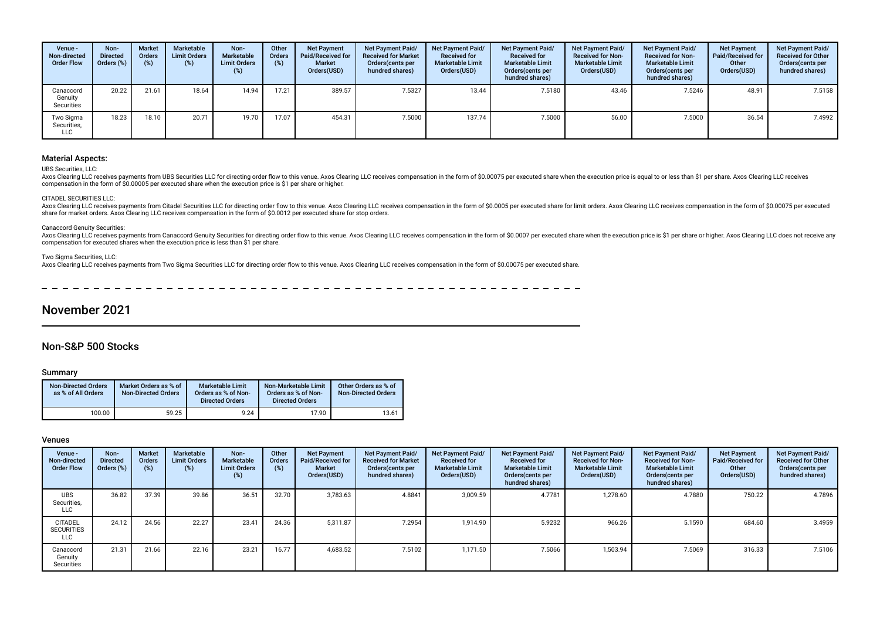| Venue - Non-directed Order Flow | Non-Directed Orders (%) | Market Orders (%) | Marketable Limit Orders (%) | Non-Marketable Limit Orders (%) | Other Orders (%) | Net Payment Paid/Received for Market Orders(USD) | Net Payment Paid/ Received for Market Orders(cents per hundred shares) | Net Payment Paid/ Received for Marketable Limit Orders(USD) | Net Payment Paid/ Received for Marketable Limit Orders(cents per hundred shares) | Net Payment Paid/ Received for Non-Marketable Limit Orders(USD) | Net Payment Paid/ Received for Non-Marketable Limit Orders(cents per hundred shares) | Net Payment Paid/Received for Other Orders(USD) | Net Payment Paid/ Received for Other Orders(cents per hundred shares) |
|---|---|---|---|---|---|---|---|---|---|---|---|---|---|
| Canaccord Genuity Securities | 20.22 | 21.61 | 18.64 | 14.94 | 17.21 | 389.57 | 7.5327 | 13.44 | 7.5180 | 43.46 | 7.5246 | 48.91 | 7.5158 |
| Two Sigma Securities, LLC | 18.23 | 18.10 | 20.71 | 19.70 | 17.07 | 454.31 | 7.5000 | 137.74 | 7.5000 | 56.00 | 7.5000 | 36.54 | 7.4992 |

### Material Aspects:

UBS Securities, LLC:

Axos Clearing LLC receives payments from UBS Securities LLC for directing order flow to this venue. Axos Clearing LLC receives compensation in the form of $0.00075 per executed share when the execution price is equal to or less than $1 per share. Axos Clearing LLC receives compensation in the form of $0.00005 per executed share when the execution price is $1 per share or higher.

CITADEL SECURITIES LLC:

Axos Clearing LLC receives payments from Citadel Securities LLC for directing order flow to this venue. Axos Clearing LLC receives compensation in the form of $0.0005 per executed share for limit orders. Axos Clearing LLC receives compensation in the form of $0.00075 per executed share for market orders. Axos Clearing LLC receives compensation in the form of $0.0012 per executed share for stop orders.

Canaccord Genuity Securities:

Axos Clearing LLC receives payments from Canaccord Genuity Securities for directing order flow to this venue. Axos Clearing LLC receives compensation in the form of $0.0007 per executed share when the execution price is $1 per share or higher. Axos Clearing LLC does not receive any compensation for executed shares when the execution price is less than $1 per share.

Two Sigma Securities, LLC:

Axos Clearing LLC receives payments from Two Sigma Securities LLC for directing order flow to this venue. Axos Clearing LLC receives compensation in the form of $0.00075 per executed share.

# November 2021

## Non-S&P 500 Stocks

### Summary

| Non-Directed Orders as % of All Orders | Market Orders as % of Non-Directed Orders | Marketable Limit Orders as % of Non-Directed Orders | Non-Marketable Limit Orders as % of Non-Directed Orders | Other Orders as % of Non-Directed Orders |
|---|---|---|---|---|
| 100.00 | 59.25 | 9.24 | 17.90 | 13.61 |

### Venues

| Venue - Non-directed Order Flow | Non-Directed Orders (%) | Market Orders (%) | Marketable Limit Orders (%) | Non-Marketable Limit Orders (%) | Other Orders (%) | Net Payment Paid/Received for Market Orders(USD) | Net Payment Paid/ Received for Market Orders(cents per hundred shares) | Net Payment Paid/ Received for Marketable Limit Orders(USD) | Net Payment Paid/ Received for Marketable Limit Orders(cents per hundred shares) | Net Payment Paid/ Received for Non-Marketable Limit Orders(USD) | Net Payment Paid/ Received for Non-Marketable Limit Orders(cents per hundred shares) | Net Payment Paid/Received for Other Orders(USD) | Net Payment Paid/ Received for Other Orders(cents per hundred shares) |
|---|---|---|---|---|---|---|---|---|---|---|---|---|---|
| UBS Securities, LLC | 36.82 | 37.39 | 39.86 | 36.51 | 32.70 | 3,783.63 | 4.8841 | 3,009.59 | 4.7781 | 1,278.60 | 4.7880 | 750.22 | 4.7896 |
| CITADEL SECURITIES LLC | 24.12 | 24.56 | 22.27 | 23.41 | 24.36 | 5,311.87 | 7.2954 | 1,914.90 | 5.9232 | 966.26 | 5.1590 | 684.60 | 3.4959 |
| Canaccord Genuity Securities | 21.31 | 21.66 | 22.16 | 23.21 | 16.77 | 4,683.52 | 7.5102 | 1,171.50 | 7.5066 | 1,503.94 | 7.5069 | 316.33 | 7.5106 |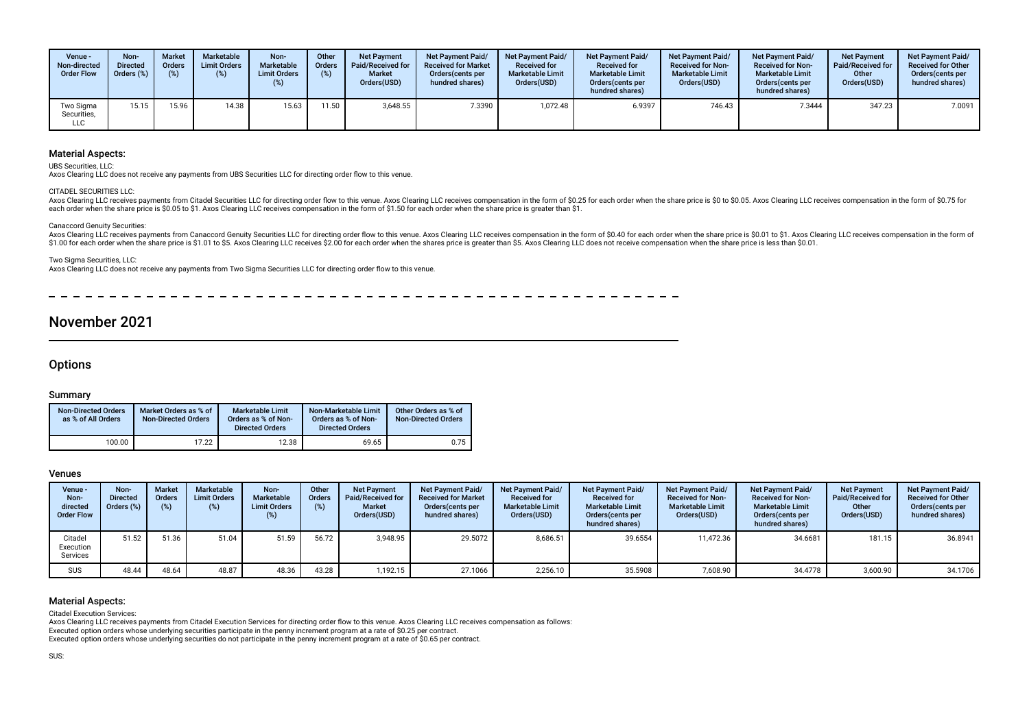| Venue - Non-directed Order Flow | Non-Directed Orders (%) | Market Orders (%) | Marketable Limit Orders (%) | Non-Marketable Limit Orders (%) | Other Orders (%) | Net Payment Paid/Received for Market Orders(USD) | Net Payment Paid/ Received for Market Orders(cents per hundred shares) | Net Payment Paid/ Received for Marketable Limit Orders(USD) | Net Payment Paid/ Received for Marketable Limit Orders(cents per hundred shares) | Net Payment Paid/ Received for Non-Marketable Limit Orders(USD) | Net Payment Paid/ Received for Non-Marketable Limit Orders(cents per hundred shares) | Net Payment Paid/Received for Other Orders(USD) | Net Payment Paid/ Received for Other Orders(cents per hundred shares) |
|---|---|---|---|---|---|---|---|---|---|---|---|---|---|
| Two Sigma Securities, LLC | 15.15 | 15.96 | 14.38 | 15.63 | 11.50 | 3,648.55 | 7.3390 | 1,072.48 | 6.9397 | 746.43 | 7.3444 | 347.23 | 7.0091 |

## Material Aspects:

UBS Securities, LLC:
Axos Clearing LLC does not receive any payments from UBS Securities LLC for directing order flow to this venue.

CITADEL SECURITIES LLC:
Axos Clearing LLC receives payments from Citadel Securities LLC for directing order flow to this venue. Axos Clearing LLC receives compensation in the form of $0.25 for each order when the share price is $0 to $0.05. Axos Clearing LLC receives compensation in the form of $0.75 for each order when the share price is $0.05 to $1. Axos Clearing LLC receives compensation in the form of $1.50 for each order when the share price is greater than $1.

Canaccord Genuity Securities:
Axos Clearing LLC receives payments from Canaccord Genuity Securities LLC for directing order flow to this venue. Axos Clearing LLC receives compensation in the form of $0.40 for each order when the share price is $0.01 to $1. Axos Clearing LLC receives compensation in the form of $1.00 for each order when the share price is $1.01 to $5. Axos Clearing LLC receives $2.00 for each order when the shares price is greater than $5. Axos Clearing LLC does not receive compensation when the share price is less than $0.01.

Two Sigma Securities, LLC:
Axos Clearing LLC does not receive any payments from Two Sigma Securities LLC for directing order flow to this venue.

# November 2021

## Options

### Summary

| Non-Directed Orders as % of All Orders | Market Orders as % of Non-Directed Orders | Marketable Limit Orders as % of Non-Directed Orders | Non-Marketable Limit Orders as % of Non-Directed Orders | Other Orders as % of Non-Directed Orders |
|---|---|---|---|---|
| 100.00 | 17.22 | 12.38 | 69.65 | 0.75 |

### Venues

| Venue - Non-directed Order Flow | Non-Directed Orders (%) | Market Orders (%) | Marketable Limit Orders (%) | Non-Marketable Limit Orders (%) | Other Orders (%) | Net Payment Paid/Received for Market Orders(USD) | Net Payment Paid/ Received for Market Orders(cents per hundred shares) | Net Payment Paid/ Received for Marketable Limit Orders(USD) | Net Payment Paid/ Received for Marketable Limit Orders(cents per hundred shares) | Net Payment Paid/ Received for Non-Marketable Limit Orders(USD) | Net Payment Paid/ Received for Non-Marketable Limit Orders(cents per hundred shares) | Net Payment Paid/Received for Other Orders(USD) | Net Payment Paid/ Received for Other Orders(cents per hundred shares) |
|---|---|---|---|---|---|---|---|---|---|---|---|---|---|
| Citadel Execution Services | 51.52 | 51.36 | 51.04 | 51.59 | 56.72 | 3,948.95 | 29.5072 | 8,686.51 | 39.6554 | 11,472.36 | 34.6681 | 181.15 | 36.8941 |
| SUS | 48.44 | 48.64 | 48.87 | 48.36 | 43.28 | 1,192.15 | 27.1066 | 2,256.10 | 35.5908 | 7,608.90 | 34.4778 | 3,600.90 | 34.1706 |

## Material Aspects:

Citadel Execution Services:
Axos Clearing LLC receives payments from Citadel Execution Services for directing order flow to this venue. Axos Clearing LLC receives compensation as follows:
Executed option orders whose underlying securities participate in the penny increment program at a rate of $0.25 per contract.
Executed option orders whose underlying securities do not participate in the penny increment program at a rate of $0.65 per contract.

SUS: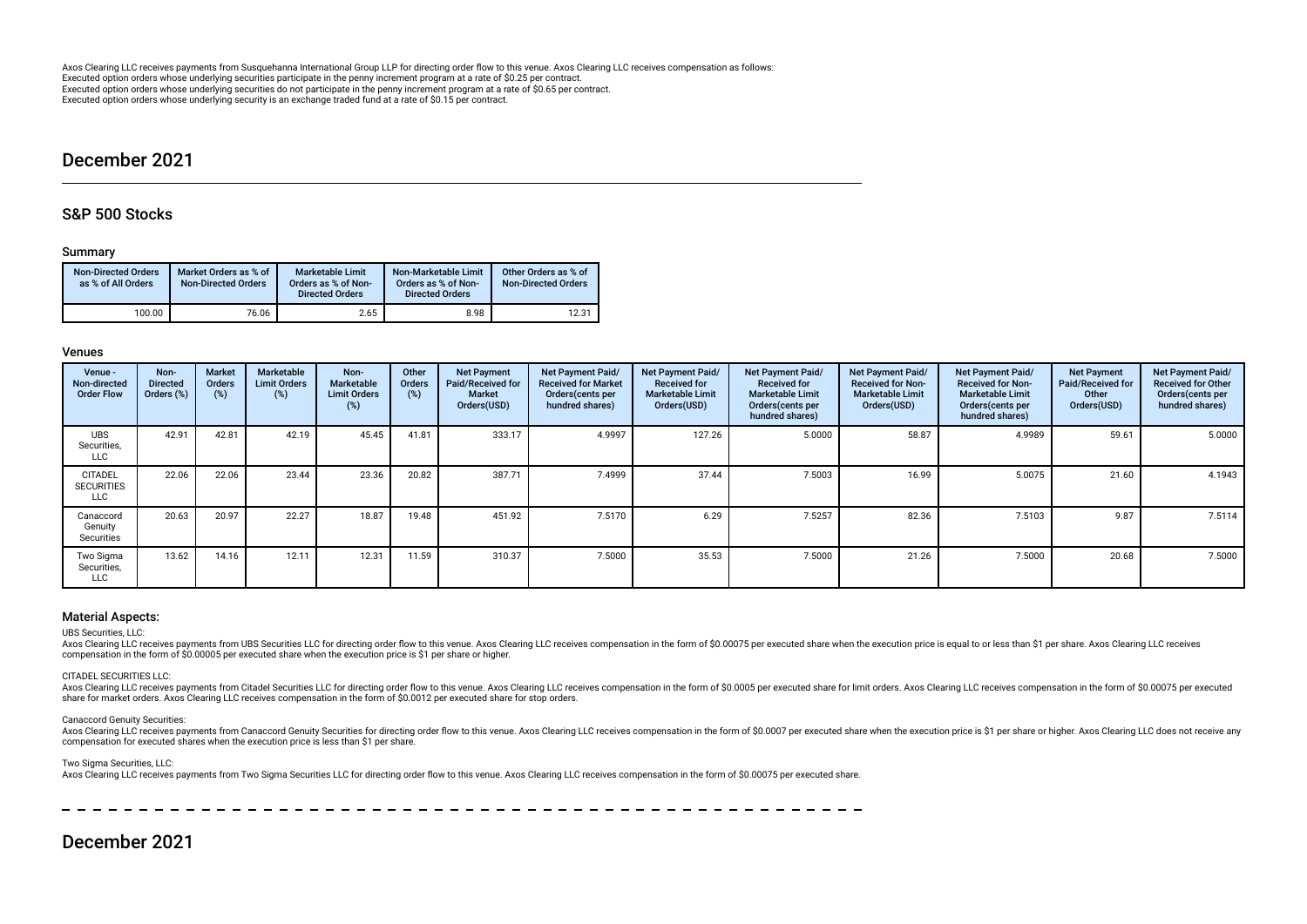Axos Clearing LLC receives payments from Susquehanna International Group LLP for directing order flow to this venue. Axos Clearing LLC receives compensation as follows:
Executed option orders whose underlying securities participate in the penny increment program at a rate of $0.25 per contract.
Executed option orders whose underlying securities do not participate in the penny increment program at a rate of $0.65 per contract.
Executed option orders whose underlying security is an exchange traded fund at a rate of $0.15 per contract.

# December 2021

## S&P 500 Stocks

### Summary

| Non-Directed Orders as % of All Orders | Market Orders as % of Non-Directed Orders | Marketable Limit Orders as % of Non-Directed Orders | Non-Marketable Limit Orders as % of Non-Directed Orders | Other Orders as % of Non-Directed Orders |
|---|---|---|---|---|
| 100.00 | 76.06 | 2.65 | 8.98 | 12.31 |

### Venues

| Venue - Non-directed Order Flow | Non-Directed Orders (%) | Market Orders (%) | Marketable Limit Orders (%) | Non-Marketable Limit Orders (%) | Other Orders (%) | Net Payment Paid/Received for Market Orders(USD) | Net Payment Paid/Received for Market Orders(cents per hundred shares) | Net Payment Paid/Received for Marketable Limit Orders(USD) | Net Payment Paid/Received for Marketable Limit Orders(cents per hundred shares) | Net Payment Paid/Received for Non-Marketable Limit Orders(USD) | Net Payment Paid/Received for Non-Marketable Limit Orders(cents per hundred shares) | Net Payment Paid/Received for Other Orders(USD) | Net Payment Paid/Received for Other Orders(cents per hundred shares) |
|---|---|---|---|---|---|---|---|---|---|---|---|---|---|
| UBS Securities, LLC | 42.91 | 42.81 | 42.19 | 45.45 | 41.81 | 333.17 | 4.9997 | 127.26 | 5.0000 | 58.87 | 4.9989 | 59.61 | 5.0000 |
| CITADEL SECURITIES LLC | 22.06 | 22.06 | 23.44 | 23.36 | 20.82 | 387.71 | 7.4999 | 37.44 | 7.5003 | 16.99 | 5.0075 | 21.60 | 4.1943 |
| Canaccord Genuity Securities | 20.63 | 20.97 | 22.27 | 18.87 | 19.48 | 451.92 | 7.5170 | 6.29 | 7.5257 | 82.36 | 7.5103 | 9.87 | 7.5114 |
| Two Sigma Securities, LLC | 13.62 | 14.16 | 12.11 | 12.31 | 11.59 | 310.37 | 7.5000 | 35.53 | 7.5000 | 21.26 | 7.5000 | 20.68 | 7.5000 |

### Material Aspects:

UBS Securities, LLC:
Axos Clearing LLC receives payments from UBS Securities LLC for directing order flow to this venue. Axos Clearing LLC receives compensation in the form of $0.00075 per executed share when the execution price is equal to or less than $1 per share. Axos Clearing LLC receives compensation in the form of $0.00005 per executed share when the execution price is $1 per share or higher.

CITADEL SECURITIES LLC:
Axos Clearing LLC receives payments from Citadel Securities LLC for directing order flow to this venue. Axos Clearing LLC receives compensation in the form of $0.0005 per executed share for limit orders. Axos Clearing LLC receives compensation in the form of $0.00075 per executed share for market orders. Axos Clearing LLC receives compensation in the form of $0.0012 per executed share for stop orders.

Canaccord Genuity Securities:
Axos Clearing LLC receives payments from Canaccord Genuity Securities for directing order flow to this venue. Axos Clearing LLC receives compensation in the form of $0.0007 per executed share when the execution price is $1 per share or higher. Axos Clearing LLC does not receive any compensation for executed shares when the execution price is less than $1 per share.

Two Sigma Securities, LLC:
Axos Clearing LLC receives payments from Two Sigma Securities LLC for directing order flow to this venue. Axos Clearing LLC receives compensation in the form of $0.00075 per executed share.

# December 2021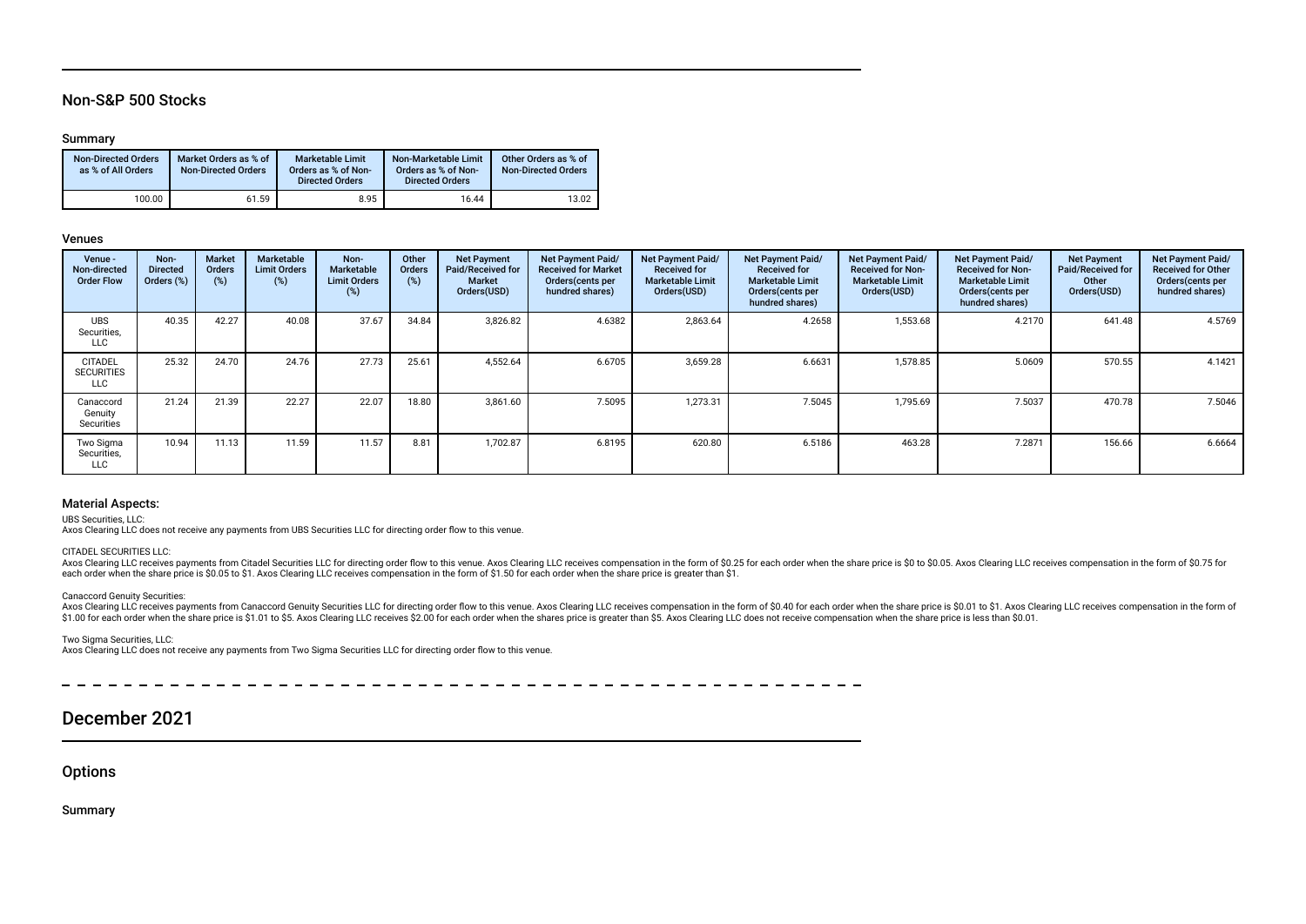## Non-S&P 500 Stocks

### Summary

| Non-Directed Orders as % of All Orders | Market Orders as % of Non-Directed Orders | Marketable Limit Orders as % of Non-Directed Orders | Non-Marketable Limit Orders as % of Non-Directed Orders | Other Orders as % of Non-Directed Orders |
|---|---|---|---|---|
| 100.00 | 61.59 | 8.95 | 16.44 | 13.02 |

### Venues

| Venue - Non-directed Order Flow | Non-Directed Orders (%) | Market Orders (%) | Marketable Limit Orders (%) | Non-Marketable Limit Orders (%) | Other Orders (%) | Net Payment Paid/Received for Market Orders(USD) | Net Payment Paid/ Received for Market Orders(cents per hundred shares) | Net Payment Paid/ Received for Marketable Limit Orders(USD) | Net Payment Paid/ Received for Marketable Limit Orders(cents per hundred shares) | Net Payment Paid/ Received for Non-Marketable Limit Orders(USD) | Net Payment Paid/ Received for Non-Marketable Limit Orders(cents per hundred shares) | Net Payment Paid/Received for Other Orders(USD) | Net Payment Paid/ Received for Other Orders(cents per hundred shares) |
|---|---|---|---|---|---|---|---|---|---|---|---|---|---|
| UBS Securities, LLC | 40.35 | 42.27 | 40.08 | 37.67 | 34.84 | 3,826.82 | 4.6382 | 2,863.64 | 4.2658 | 1,553.68 | 4.2170 | 641.48 | 4.5769 |
| CITADEL SECURITIES LLC | 25.32 | 24.70 | 24.76 | 27.73 | 25.61 | 4,552.64 | 6.6705 | 3,659.28 | 6.6631 | 1,578.85 | 5.0609 | 570.55 | 4.1421 |
| Canaccord Genuity Securities | 21.24 | 21.39 | 22.27 | 22.07 | 18.80 | 3,861.60 | 7.5095 | 1,273.31 | 7.5045 | 1,795.69 | 7.5037 | 470.78 | 7.5046 |
| Two Sigma Securities, LLC | 10.94 | 11.13 | 11.59 | 11.57 | 8.81 | 1,702.87 | 6.8195 | 620.80 | 6.5186 | 463.28 | 7.2871 | 156.66 | 6.6664 |

### Material Aspects:

UBS Securities, LLC:
Axos Clearing LLC does not receive any payments from UBS Securities LLC for directing order flow to this venue.

CITADEL SECURITIES LLC:
Axos Clearing LLC receives payments from Citadel Securities LLC for directing order flow to this venue. Axos Clearing LLC receives compensation in the form of $0.25 for each order when the share price is $0 to $0.05. Axos Clearing LLC receives compensation in the form of $0.75 for each order when the share price is $0.05 to $1. Axos Clearing LLC receives compensation in the form of $1.50 for each order when the share price is greater than $1.

Canaccord Genuity Securities:
Axos Clearing LLC receives payments from Canaccord Genuity Securities LLC for directing order flow to this venue. Axos Clearing LLC receives compensation in the form of $0.40 for each order when the share price is $0.01 to $1. Axos Clearing LLC receives compensation in the form of $1.00 for each order when the share price is $1.01 to $5. Axos Clearing LLC receives $2.00 for each order when the shares price is greater than $5. Axos Clearing LLC does not receive compensation when the share price is less than $0.01.

Two Sigma Securities, LLC:
Axos Clearing LLC does not receive any payments from Two Sigma Securities LLC for directing order flow to this venue.

# December 2021

## Options

### Summary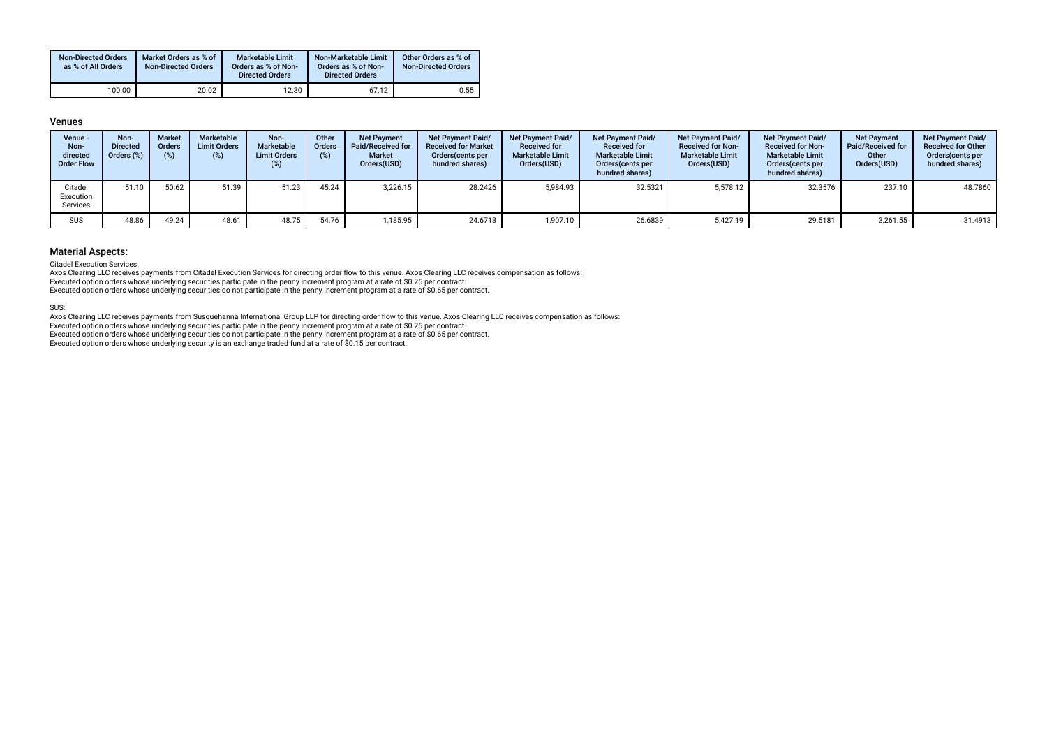| Non-Directed Orders as % of All Orders | Market Orders as % of Non-Directed Orders | Marketable Limit Orders as % of Non-Directed Orders | Non-Marketable Limit Orders as % of Non-Directed Orders | Other Orders as % of Non-Directed Orders |
|---|---|---|---|---|
| 100.00 | 20.02 | 12.30 | 67.12 | 0.55 |

## Venues

| Venue - Non-directed Order Flow | Non-Directed Orders (%) | Market Orders (%) | Marketable Limit Orders (%) | Non-Marketable Limit Orders (%) | Other Orders (%) | Net Payment Paid/Received for Market Orders(USD) | Net Payment Paid/ Received for Market Orders(cents per hundred shares) | Net Payment Paid/ Received for Marketable Limit Orders(USD) | Net Payment Paid/ Received for Marketable Limit Orders(cents per hundred shares) | Net Payment Paid/ Received for Non-Marketable Limit Orders(USD) | Net Payment Paid/ Received for Non-Marketable Limit Orders(cents per hundred shares) | Net Payment Paid/Received for Other Orders(USD) | Net Payment Paid/ Received for Other Orders(cents per hundred shares) |
|---|---|---|---|---|---|---|---|---|---|---|---|---|---|
| Citadel Execution Services | 51.10 | 50.62 | 51.39 | 51.23 | 45.24 | 3,226.15 | 28.2426 | 5,984.93 | 32.5321 | 5,578.12 | 32.3576 | 237.10 | 48.7860 |
| SUS | 48.86 | 49.24 | 48.61 | 48.75 | 54.76 | 1,185.95 | 24.6713 | 1,907.10 | 26.6839 | 5,427.19 | 29.5181 | 3,261.55 | 31.4913 |

## Material Aspects:

Citadel Execution Services:
Axos Clearing LLC receives payments from Citadel Execution Services for directing order flow to this venue. Axos Clearing LLC receives compensation as follows:
Executed option orders whose underlying securities participate in the penny increment program at a rate of $0.25 per contract.
Executed option orders whose underlying securities do not participate in the penny increment program at a rate of $0.65 per contract.

SUS:
Axos Clearing LLC receives payments from Susquehanna International Group LLP for directing order flow to this venue. Axos Clearing LLC receives compensation as follows:
Executed option orders whose underlying securities participate in the penny increment program at a rate of $0.25 per contract.
Executed option orders whose underlying securities do not participate in the penny increment program at a rate of $0.65 per contract.
Executed option orders whose underlying security is an exchange traded fund at a rate of $0.15 per contract.